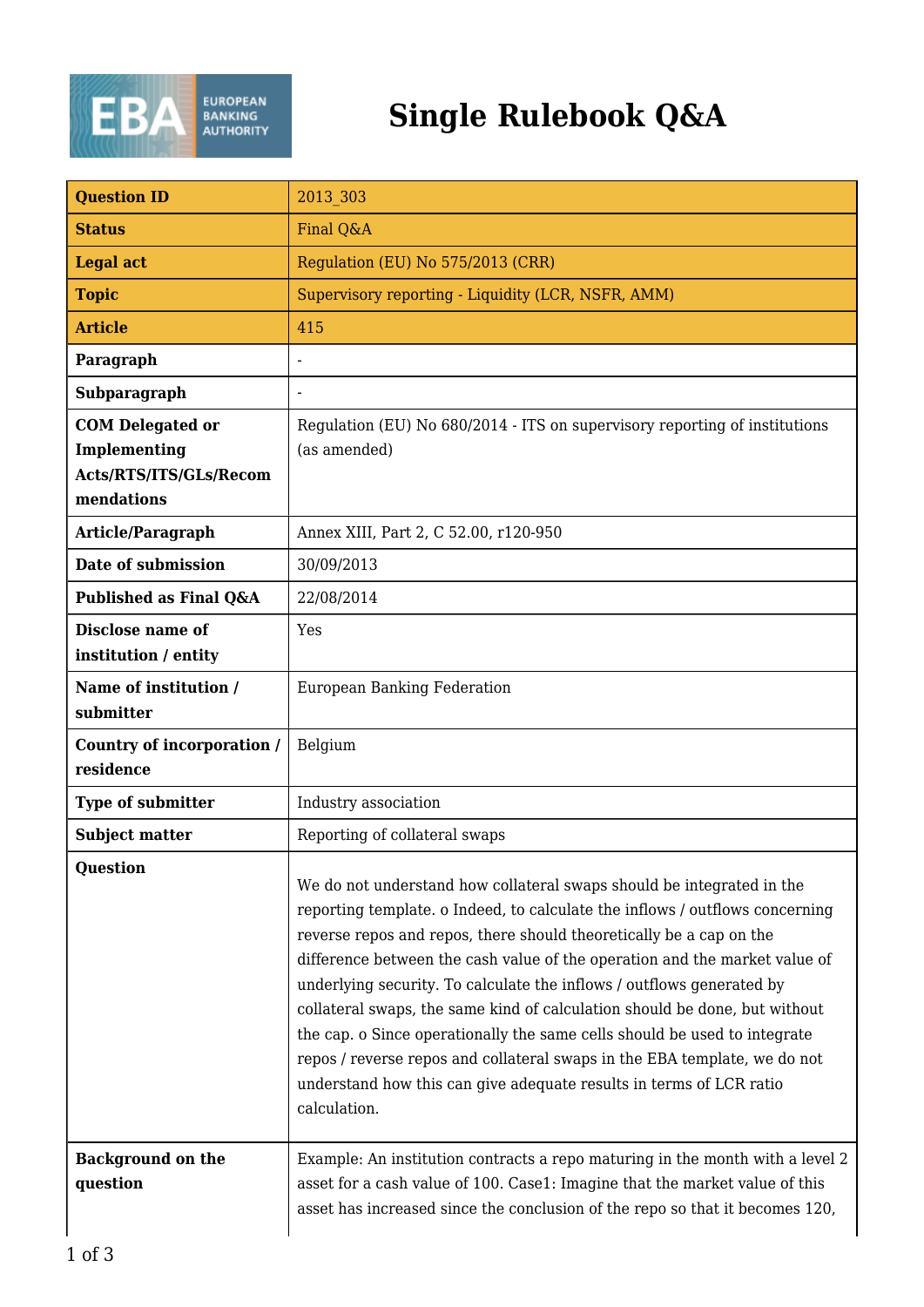# Single Rulebook Q&A

| | |
|---|---|
| **Question ID** | 2013_303 |
| **Status** | Final Q&A |
| **Legal act** | Regulation (EU) No 575/2013 (CRR) |
| **Topic** | Supervisory reporting - Liquidity (LCR, NSFR, AMM) |
| **Article** | 415 |
| **Paragraph** | - |
| **Subparagraph** | - |
| **COM Delegated or Implementing Acts/RTS/ITS/GLs/Recommendations** | Regulation (EU) No 680/2014 - ITS on supervisory reporting of institutions (as amended) |
| **Article/Paragraph** | Annex XIII, Part 2, C 52.00, r120-950 |
| **Date of submission** | 30/09/2013 |
| **Published as Final Q&A** | 22/08/2014 |
| **Disclose name of institution / entity** | Yes |
| **Name of institution / submitter** | European Banking Federation |
| **Country of incorporation / residence** | Belgium |
| **Type of submitter** | Industry association |
| **Subject matter** | Reporting of collateral swaps |
| **Question** | We do not understand how collateral swaps should be integrated in the reporting template. o Indeed, to calculate the inflows / outflows concerning reverse repos and repos, there should theoretically be a cap on the difference between the cash value of the operation and the market value of underlying security. To calculate the inflows / outflows generated by collateral swaps, the same kind of calculation should be done, but without the cap. o Since operationally the same cells should be used to integrate repos / reverse repos and collateral swaps in the EBA template, we do not understand how this can give adequate results in terms of LCR ratio calculation. |
| **Background on the question** | Example: An institution contracts a repo maturing in the month with a level 2 asset for a cash value of 100. Case1: Imagine that the market value of this asset has increased since the conclusion of the repo so that it becomes 120, |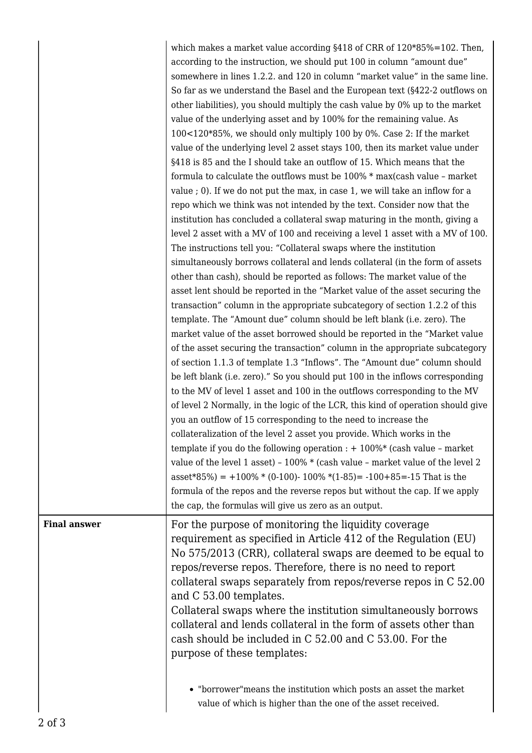| | |
|---|---|
| | which makes a market value according §418 of CRR of 120*85%=102. Then, according to the instruction, we should put 100 in column "amount due" somewhere in lines 1.2.2. and 120 in column "market value" in the same line. So far as we understand the Basel and the European text (§422-2 outflows on other liabilities), you should multiply the cash value by 0% up to the market value of the underlying asset and by 100% for the remaining value. As 100<120*85%, we should only multiply 100 by 0%. Case 2: If the market value of the underlying level 2 asset stays 100, then its market value under §418 is 85 and the I should take an outflow of 15. Which means that the formula to calculate the outflows must be 100% * max(cash value – market value ; 0). If we do not put the max, in case 1, we will take an inflow for a repo which we think was not intended by the text. Consider now that the institution has concluded a collateral swap maturing in the month, giving a level 2 asset with a MV of 100 and receiving a level 1 asset with a MV of 100. The instructions tell you: "Collateral swaps where the institution simultaneously borrows collateral and lends collateral (in the form of assets other than cash), should be reported as follows: The market value of the asset lent should be reported in the "Market value of the asset securing the transaction" column in the appropriate subcategory of section 1.2.2 of this template. The "Amount due" column should be left blank (i.e. zero). The market value of the asset borrowed should be reported in the "Market value of the asset securing the transaction" column in the appropriate subcategory of section 1.1.3 of template 1.3 "Inflows". The "Amount due" column should be left blank (i.e. zero)." So you should put 100 in the inflows corresponding to the MV of level 1 asset and 100 in the outflows corresponding to the MV of level 2 Normally, in the logic of the LCR, this kind of operation should give you an outflow of 15 corresponding to the need to increase the collateralization of the level 2 asset you provide. Which works in the template if you do the following operation : + 100%* (cash value – market value of the level 1 asset) – 100% * (cash value – market value of the level 2 asset*85%) = +100% * (0-100)- 100% *(1-85)= -100+85=-15 That is the formula of the repos and the reverse repos but without the cap. If we apply the cap, the formulas will give us zero as an output. |
| **Final answer** | For the purpose of monitoring the liquidity coverage requirement as specified in Article 412 of the Regulation (EU) No 575/2013 (CRR), collateral swaps are deemed to be equal to repos/reverse repos. Therefore, there is no need to report collateral swaps separately from repos/reverse repos in C 52.00 and C 53.00 templates.<br>Collateral swaps where the institution simultaneously borrows collateral and lends collateral in the form of assets other than cash should be included in C 52.00 and C 53.00. For the purpose of these templates:<br><br>• "borrower"means the institution which posts an asset the market value of which is higher than the one of the asset received. |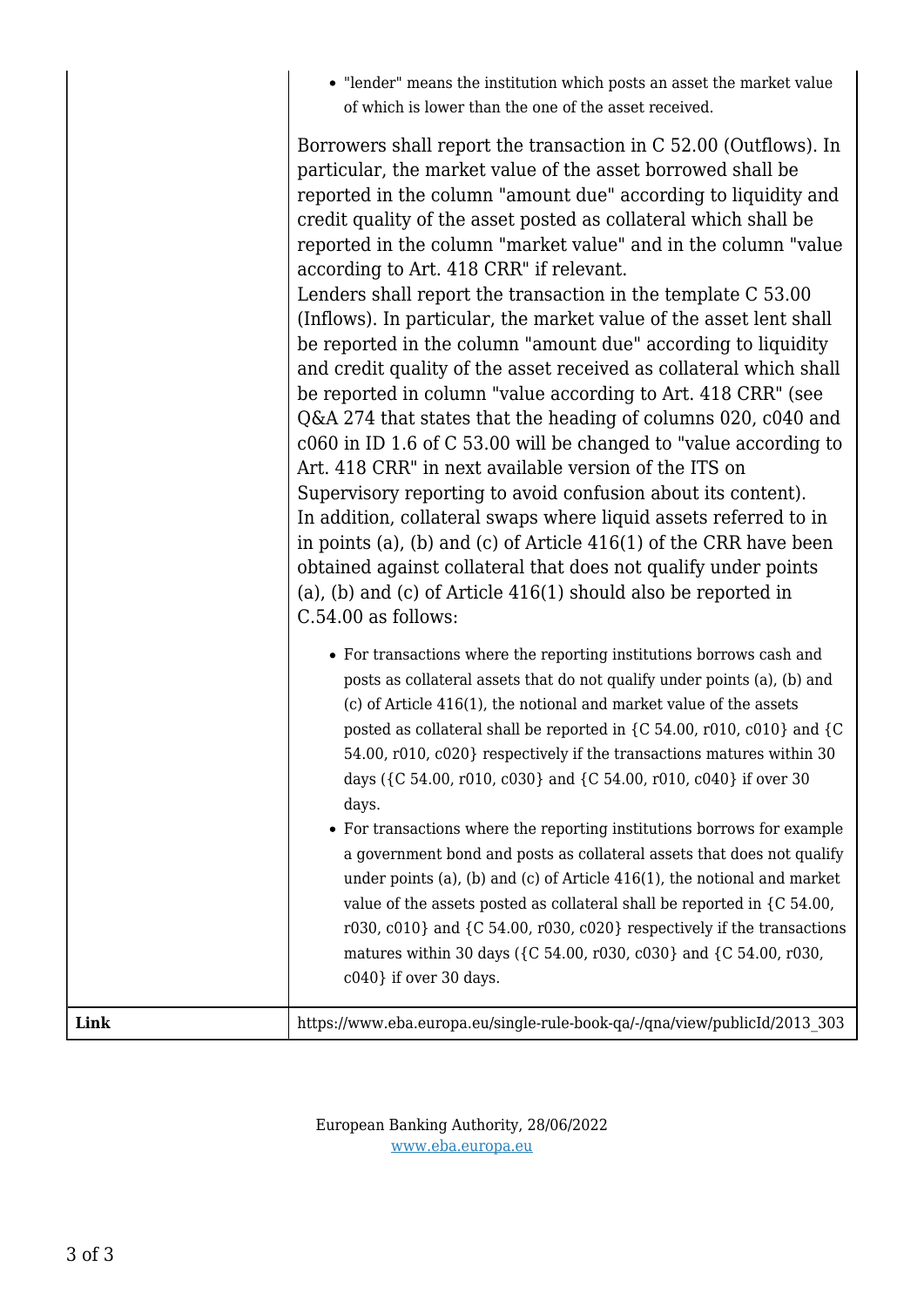| | |
|---|---|
| | • "lender" means the institution which posts an asset the market value of which is lower than the one of the asset received.<br><br>Borrowers shall report the transaction in C 52.00 (Outflows). In particular, the market value of the asset borrowed shall be reported in the column "amount due" according to liquidity and credit quality of the asset posted as collateral which shall be reported in the column "market value" and in the column "value according to Art. 418 CRR" if relevant.<br>Lenders shall report the transaction in the template C 53.00 (Inflows). In particular, the market value of the asset lent shall be reported in the column "amount due" according to liquidity and credit quality of the asset received as collateral which shall be reported in column "value according to Art. 418 CRR" (see Q&A 274 that states that the heading of columns 020, c040 and c060 in ID 1.6 of C 53.00 will be changed to "value according to Art. 418 CRR" in next available version of the ITS on Supervisory reporting to avoid confusion about its content).<br>In addition, collateral swaps where liquid assets referred to in in points (a), (b) and (c) of Article 416(1) of the CRR have been obtained against collateral that does not qualify under points (a), (b) and (c) of Article 416(1) should also be reported in C.54.00 as follows:<br><br>• For transactions where the reporting institutions borrows cash and posts as collateral assets that do not qualify under points (a), (b) and (c) of Article 416(1), the notional and market value of the assets posted as collateral shall be reported in {C 54.00, r010, c010} and {C 54.00, r010, c020} respectively if the transactions matures within 30 days ({C 54.00, r010, c030} and {C 54.00, r010, c040} if over 30 days.<br>• For transactions where the reporting institutions borrows for example a government bond and posts as collateral assets that does not qualify under points (a), (b) and (c) of Article 416(1), the notional and market value of the assets posted as collateral shall be reported in {C 54.00, r030, c010} and {C 54.00, r030, c020} respectively if the transactions matures within 30 days ({C 54.00, r030, c030} and {C 54.00, r030, c040} if over 30 days. |
| **Link** | https://www.eba.europa.eu/single-rule-book-qa/-/qna/view/publicId/2013_303 |

European Banking Authority, 28/06/2022
www.eba.europa.eu